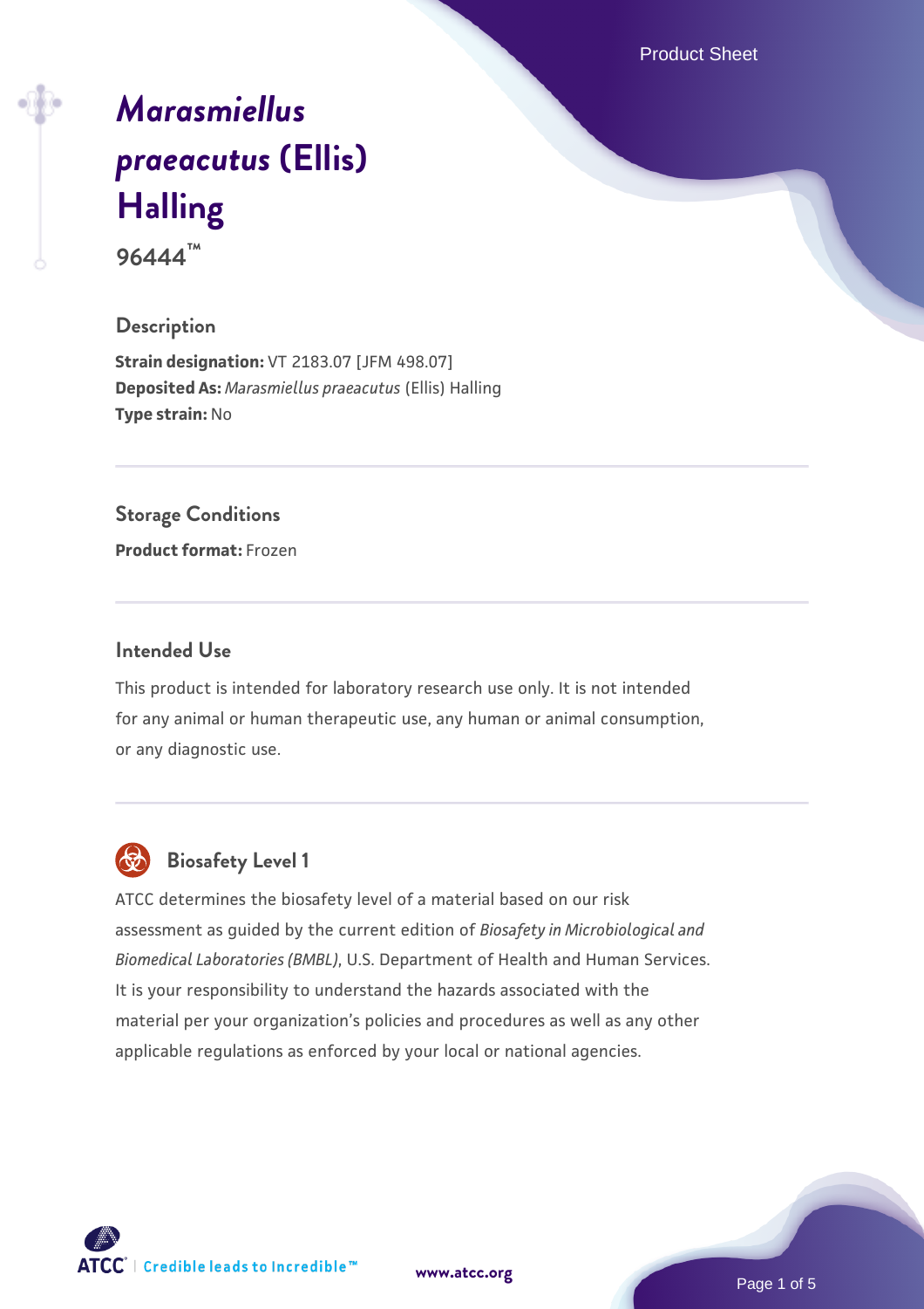# *Marasmiellus praeacutus* (Ellis) Halling

**96444™**

## Description

**Strain designation:** VT 2183.07 [JFM 498.07]
**Deposited As:** *Marasmiellus praeacutus* (Ellis) Halling
**Type strain:** No

## Storage Conditions

**Product format:** Frozen

## Intended Use

This product is intended for laboratory research use only. It is not intended for any animal or human therapeutic use, any human or animal consumption, or any diagnostic use.

## Biosafety Level 1

ATCC determines the biosafety level of a material based on our risk assessment as guided by the current edition of *Biosafety in Microbiological and Biomedical Laboratories (BMBL)*, U.S. Department of Health and Human Services. It is your responsibility to understand the hazards associated with the material per your organization's policies and procedures as well as any other applicable regulations as enforced by your local or national agencies.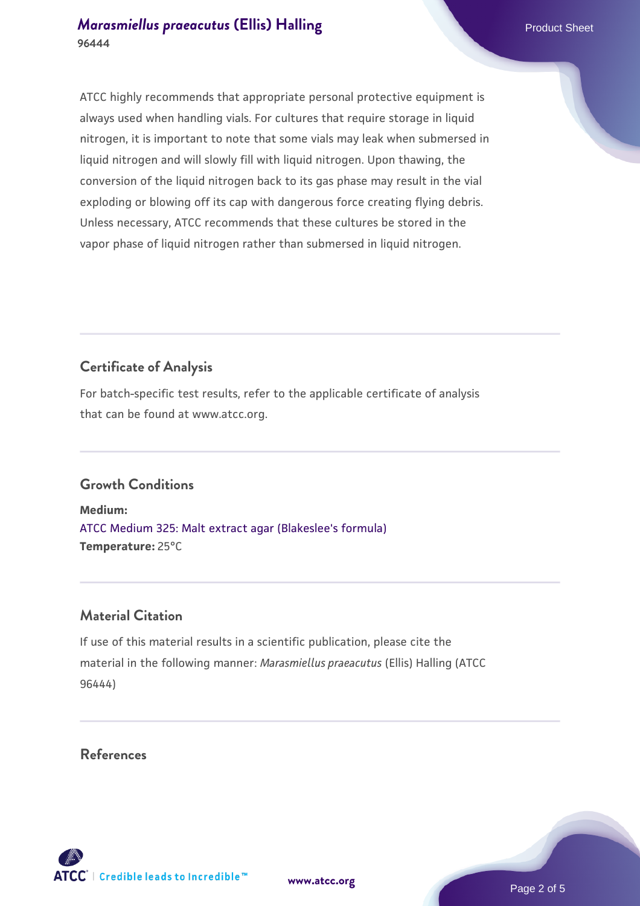ATCC highly recommends that appropriate personal protective equipment is always used when handling vials. For cultures that require storage in liquid nitrogen, it is important to note that some vials may leak when submersed in liquid nitrogen and will slowly fill with liquid nitrogen. Upon thawing, the conversion of the liquid nitrogen back to its gas phase may result in the vial exploding or blowing off its cap with dangerous force creating flying debris. Unless necessary, ATCC recommends that these cultures be stored in the vapor phase of liquid nitrogen rather than submersed in liquid nitrogen.

## Certificate of Analysis

For batch-specific test results, refer to the applicable certificate of analysis that can be found at www.atcc.org.

## Growth Conditions

**Medium:**
ATCC Medium 325: Malt extract agar (Blakeslee's formula)
**Temperature:** 25°C

## Material Citation

If use of this material results in a scientific publication, please cite the material in the following manner: *Marasmiellus praeacutus* (Ellis) Halling (ATCC 96444)

## References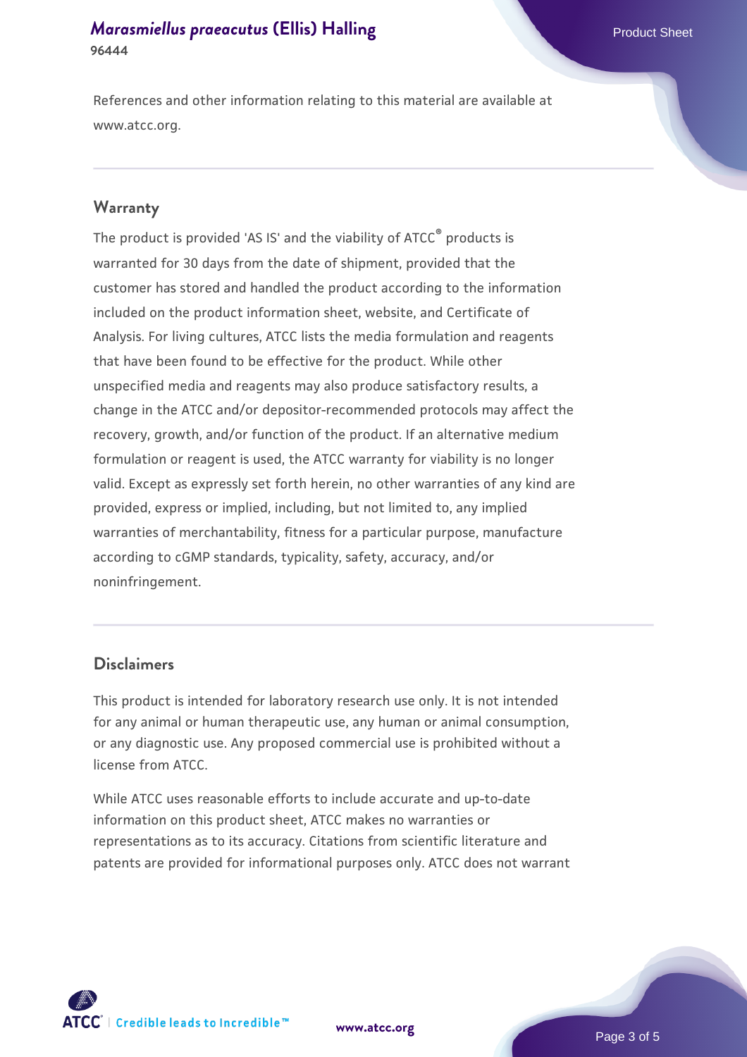References and other information relating to this material are available at www.atcc.org.

## Warranty

The product is provided 'AS IS' and the viability of ATCC® products is warranted for 30 days from the date of shipment, provided that the customer has stored and handled the product according to the information included on the product information sheet, website, and Certificate of Analysis. For living cultures, ATCC lists the media formulation and reagents that have been found to be effective for the product. While other unspecified media and reagents may also produce satisfactory results, a change in the ATCC and/or depositor-recommended protocols may affect the recovery, growth, and/or function of the product. If an alternative medium formulation or reagent is used, the ATCC warranty for viability is no longer valid. Except as expressly set forth herein, no other warranties of any kind are provided, express or implied, including, but not limited to, any implied warranties of merchantability, fitness for a particular purpose, manufacture according to cGMP standards, typicality, safety, accuracy, and/or noninfringement.

## Disclaimers

This product is intended for laboratory research use only. It is not intended for any animal or human therapeutic use, any human or animal consumption, or any diagnostic use. Any proposed commercial use is prohibited without a license from ATCC.

While ATCC uses reasonable efforts to include accurate and up-to-date information on this product sheet, ATCC makes no warranties or representations as to its accuracy. Citations from scientific literature and patents are provided for informational purposes only. ATCC does not warrant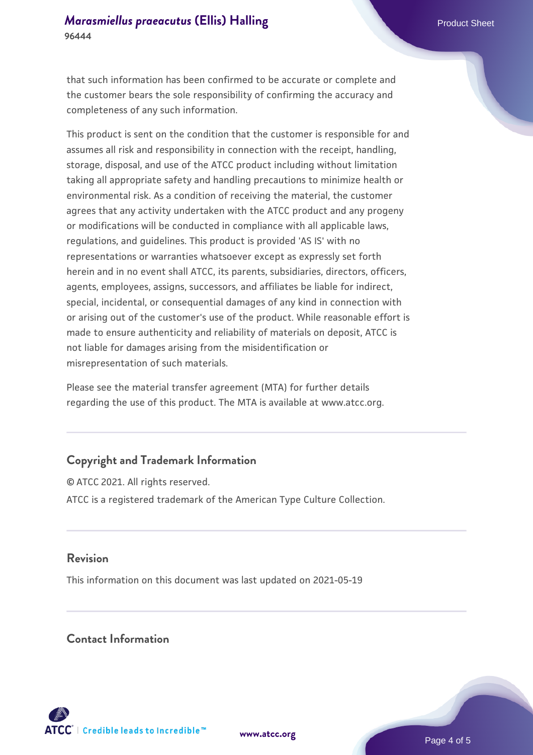that such information has been confirmed to be accurate or complete and the customer bears the sole responsibility of confirming the accuracy and completeness of any such information.

This product is sent on the condition that the customer is responsible for and assumes all risk and responsibility in connection with the receipt, handling, storage, disposal, and use of the ATCC product including without limitation taking all appropriate safety and handling precautions to minimize health or environmental risk. As a condition of receiving the material, the customer agrees that any activity undertaken with the ATCC product and any progeny or modifications will be conducted in compliance with all applicable laws, regulations, and guidelines. This product is provided 'AS IS' with no representations or warranties whatsoever except as expressly set forth herein and in no event shall ATCC, its parents, subsidiaries, directors, officers, agents, employees, assigns, successors, and affiliates be liable for indirect, special, incidental, or consequential damages of any kind in connection with or arising out of the customer's use of the product. While reasonable effort is made to ensure authenticity and reliability of materials on deposit, ATCC is not liable for damages arising from the misidentification or misrepresentation of such materials.

Please see the material transfer agreement (MTA) for further details regarding the use of this product. The MTA is available at www.atcc.org.

## Copyright and Trademark Information

© ATCC 2021. All rights reserved.

ATCC is a registered trademark of the American Type Culture Collection.

## Revision

This information on this document was last updated on 2021-05-19

## Contact Information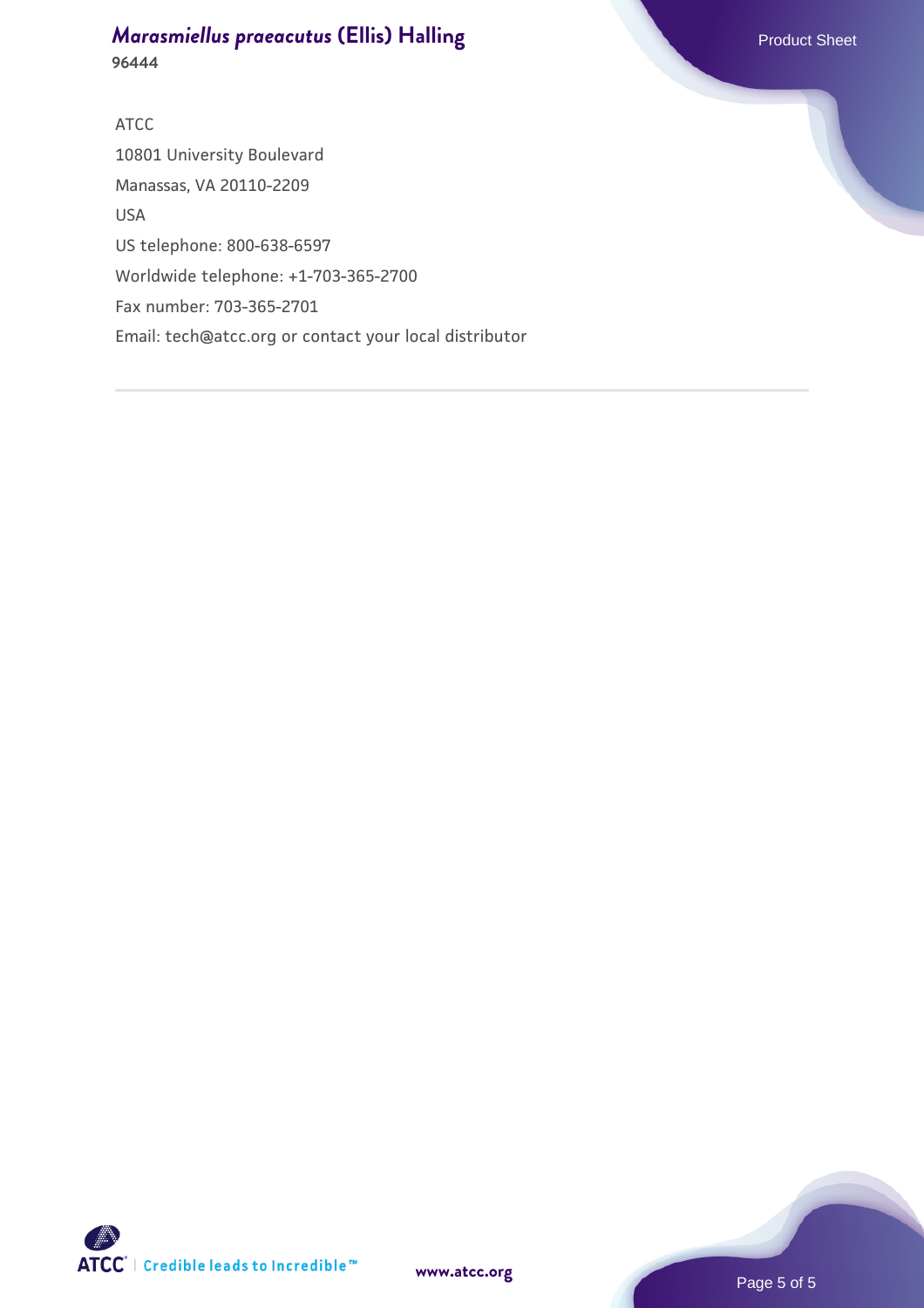ATCC

10801 University Boulevard

Manassas, VA 20110-2209

USA

US telephone: 800-638-6597

Worldwide telephone: +1-703-365-2700

Fax number: 703-365-2701

Email: tech@atcc.org or contact your local distributor